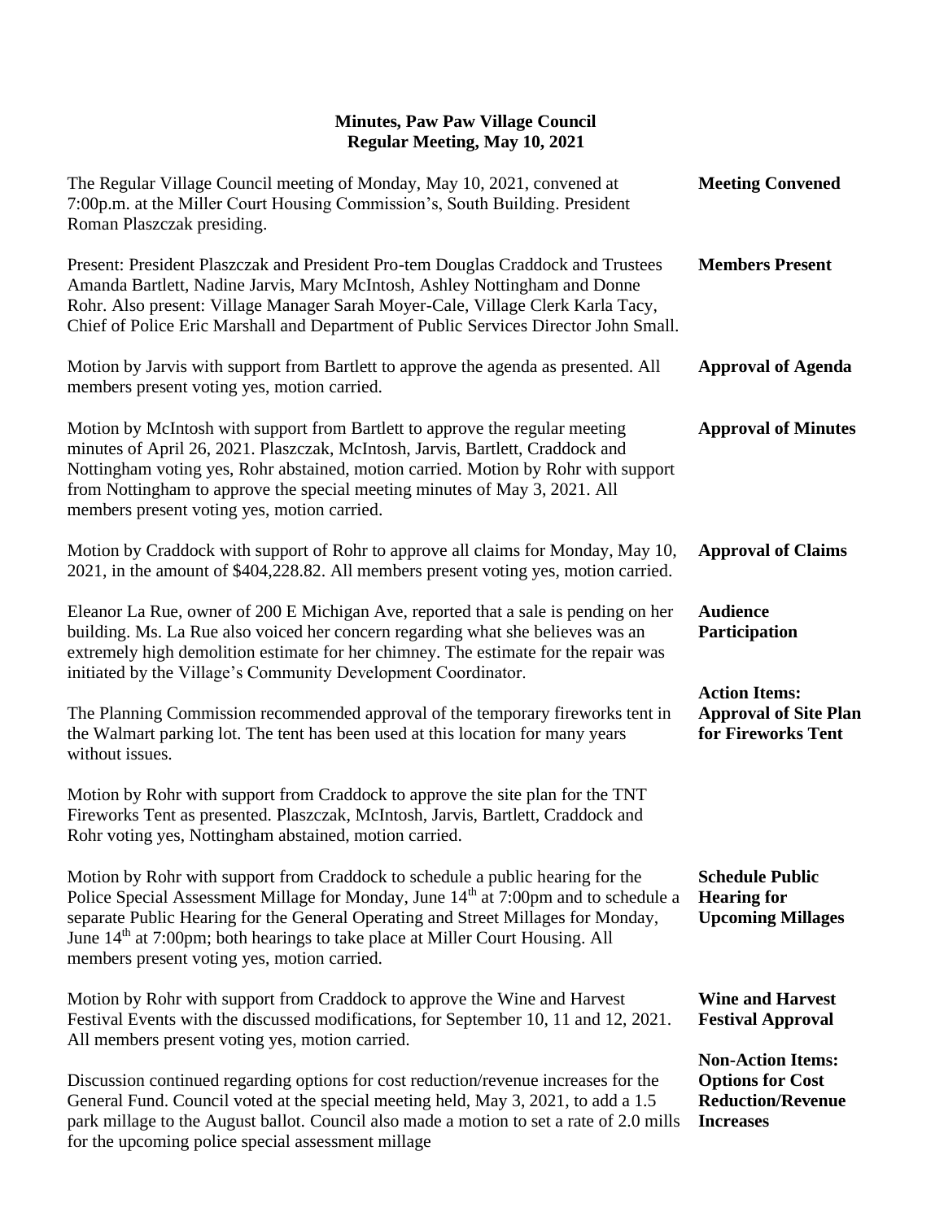# Minutes, Paw Paw Village Council
## Regular Meeting, May 10, 2021

**Meeting Convened**

The Regular Village Council meeting of Monday, May 10, 2021, convened at 7:00p.m. at the Miller Court Housing Commission's, South Building. President Roman Plaszczak presiding.

**Members Present**

Present: President Plaszczak and President Pro-tem Douglas Craddock and Trustees Amanda Bartlett, Nadine Jarvis, Mary McIntosh, Ashley Nottingham and Donne Rohr. Also present: Village Manager Sarah Moyer-Cale, Village Clerk Karla Tacy, Chief of Police Eric Marshall and Department of Public Services Director John Small.

**Approval of Agenda**

Motion by Jarvis with support from Bartlett to approve the agenda as presented. All members present voting yes, motion carried.

**Approval of Minutes**

Motion by McIntosh with support from Bartlett to approve the regular meeting minutes of April 26, 2021. Plaszczak, McIntosh, Jarvis, Bartlett, Craddock and Nottingham voting yes, Rohr abstained, motion carried. Motion by Rohr with support from Nottingham to approve the special meeting minutes of May 3, 2021. All members present voting yes, motion carried.

**Approval of Claims**

Motion by Craddock with support of Rohr to approve all claims for Monday, May 10, 2021, in the amount of $404,228.82. All members present voting yes, motion carried.

**Audience Participation**

Eleanor La Rue, owner of 200 E Michigan Ave, reported that a sale is pending on her building. Ms. La Rue also voiced her concern regarding what she believes was an extremely high demolition estimate for her chimney. The estimate for the repair was initiated by the Village's Community Development Coordinator.

**Action Items: Approval of Site Plan for Fireworks Tent**

The Planning Commission recommended approval of the temporary fireworks tent in the Walmart parking lot. The tent has been used at this location for many years without issues.

Motion by Rohr with support from Craddock to approve the site plan for the TNT Fireworks Tent as presented. Plaszczak, McIntosh, Jarvis, Bartlett, Craddock and Rohr voting yes, Nottingham abstained, motion carried.

**Schedule Public Hearing for Upcoming Millages**

Motion by Rohr with support from Craddock to schedule a public hearing for the Police Special Assessment Millage for Monday, June 14th at 7:00pm and to schedule a separate Public Hearing for the General Operating and Street Millages for Monday, June 14th at 7:00pm; both hearings to take place at Miller Court Housing. All members present voting yes, motion carried.

**Wine and Harvest Festival Approval**

Motion by Rohr with support from Craddock to approve the Wine and Harvest Festival Events with the discussed modifications, for September 10, 11 and 12, 2021. All members present voting yes, motion carried.

**Non-Action Items: Options for Cost Reduction/Revenue Increases**

Discussion continued regarding options for cost reduction/revenue increases for the General Fund. Council voted at the special meeting held, May 3, 2021, to add a 1.5 park millage to the August ballot. Council also made a motion to set a rate of 2.0 mills for the upcoming police special assessment millage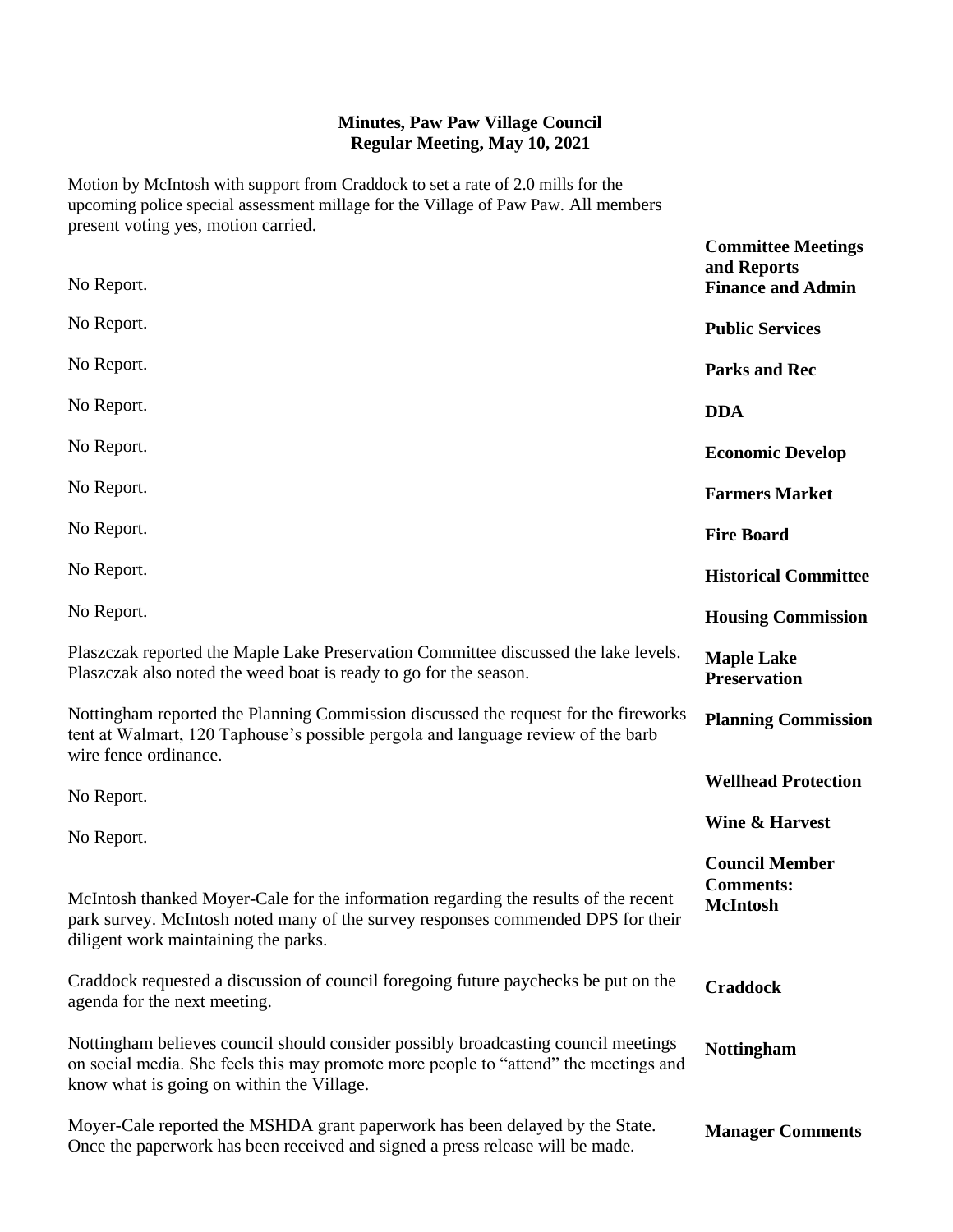**Minutes, Paw Paw Village Council**
**Regular Meeting, May 10, 2021**

Motion by McIntosh with support from Craddock to set a rate of 2.0 mills for the upcoming police special assessment millage for the Village of Paw Paw. All members present voting yes, motion carried.

**Committee Meetings and Reports**

**Finance and Admin**
No Report.

**Public Services**
No Report.

**Parks and Rec**
No Report.

**DDA**
No Report.

**Economic Develop**
No Report.

**Farmers Market**
No Report.

**Fire Board**
No Report.

**Historical Committee**
No Report.

**Housing Commission**
No Report.

**Maple Lake Preservation**
Plaszczak reported the Maple Lake Preservation Committee discussed the lake levels. Plaszczak also noted the weed boat is ready to go for the season.

**Planning Commission**
Nottingham reported the Planning Commission discussed the request for the fireworks tent at Walmart, 120 Taphouse's possible pergola and language review of the barb wire fence ordinance.

**Wellhead Protection**
No Report.

**Wine & Harvest**
No Report.

**Council Member Comments:**

**McIntosh**
McIntosh thanked Moyer-Cale for the information regarding the results of the recent park survey. McIntosh noted many of the survey responses commended DPS for their diligent work maintaining the parks.

**Craddock**
Craddock requested a discussion of council foregoing future paychecks be put on the agenda for the next meeting.

**Nottingham**
Nottingham believes council should consider possibly broadcasting council meetings on social media. She feels this may promote more people to "attend" the meetings and know what is going on within the Village.

**Manager Comments**
Moyer-Cale reported the MSHDA grant paperwork has been delayed by the State. Once the paperwork has been received and signed a press release will be made.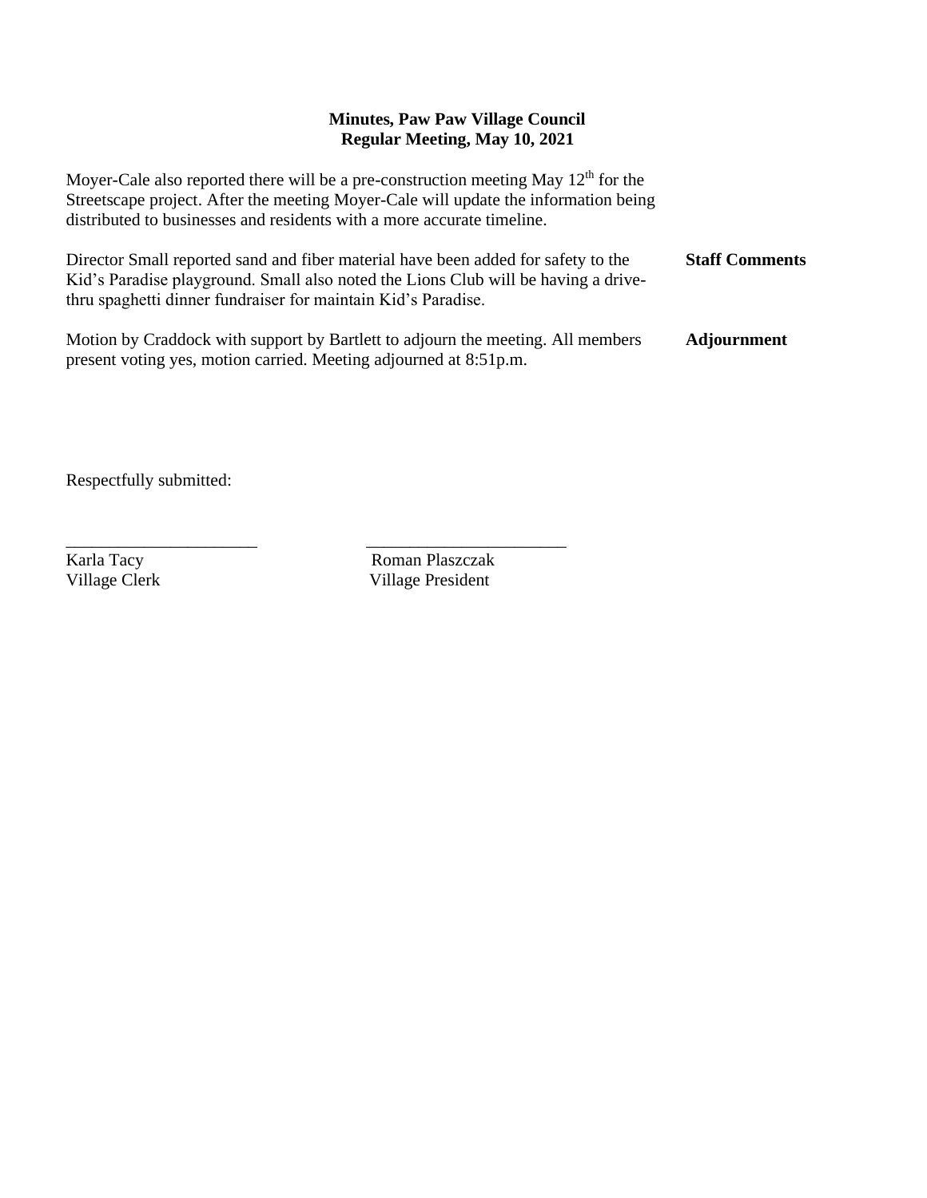**Minutes, Paw Paw Village Council**
**Regular Meeting, May 10, 2021**

Moyer-Cale also reported there will be a pre-construction meeting May 12th for the Streetscape project. After the meeting Moyer-Cale will update the information being distributed to businesses and residents with a more accurate timeline.

**Staff Comments**

Director Small reported sand and fiber material have been added for safety to the Kid's Paradise playground. Small also noted the Lions Club will be having a drive-thru spaghetti dinner fundraiser for maintain Kid's Paradise.

**Adjournment**

Motion by Craddock with support by Bartlett to adjourn the meeting. All members present voting yes, motion carried. Meeting adjourned at 8:51p.m.

Respectfully submitted:

______________________ ______________________

Karla Tacy
Village Clerk

Roman Plaszczak
Village President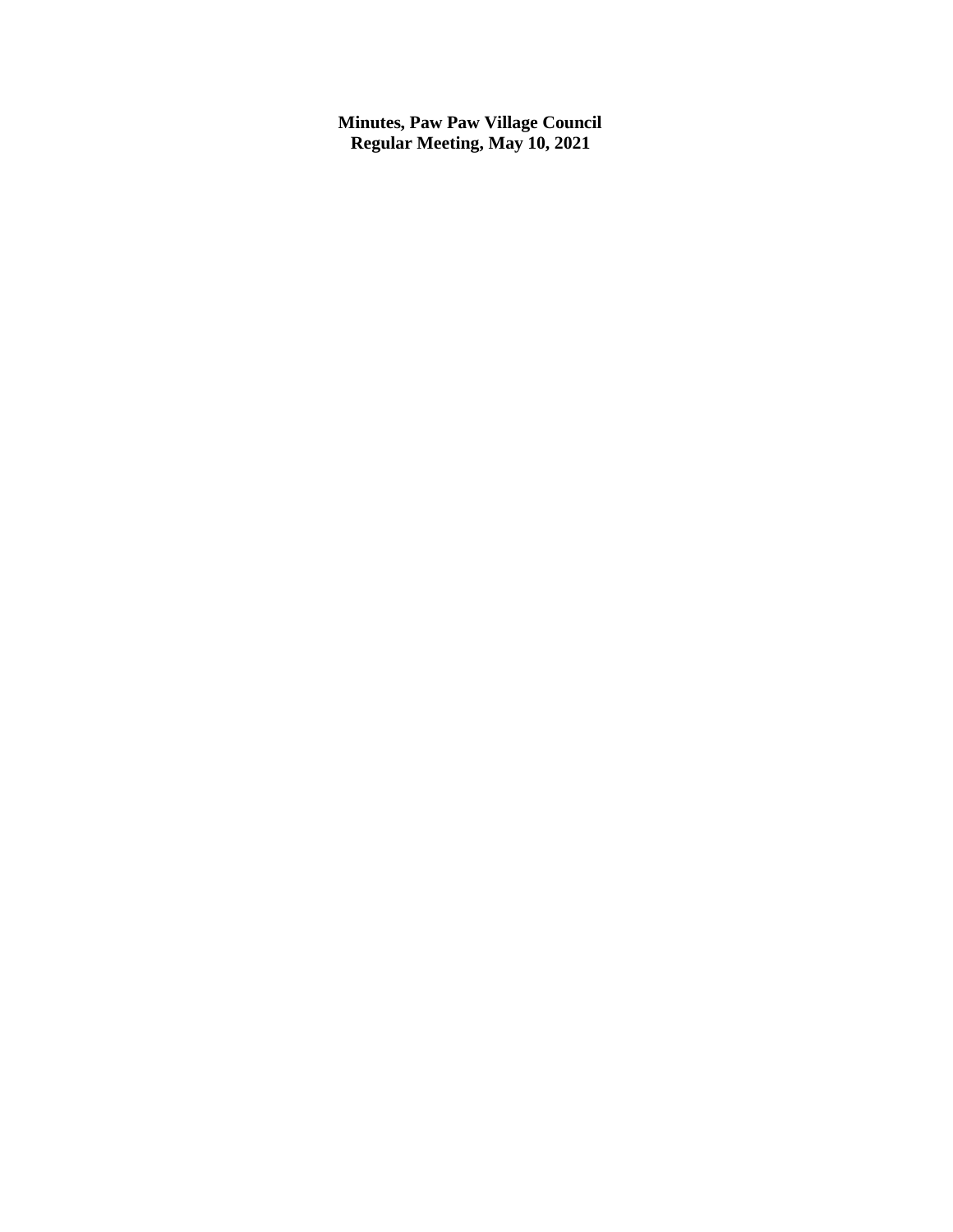**Minutes, Paw Paw Village Council**
**Regular Meeting, May 10, 2021**